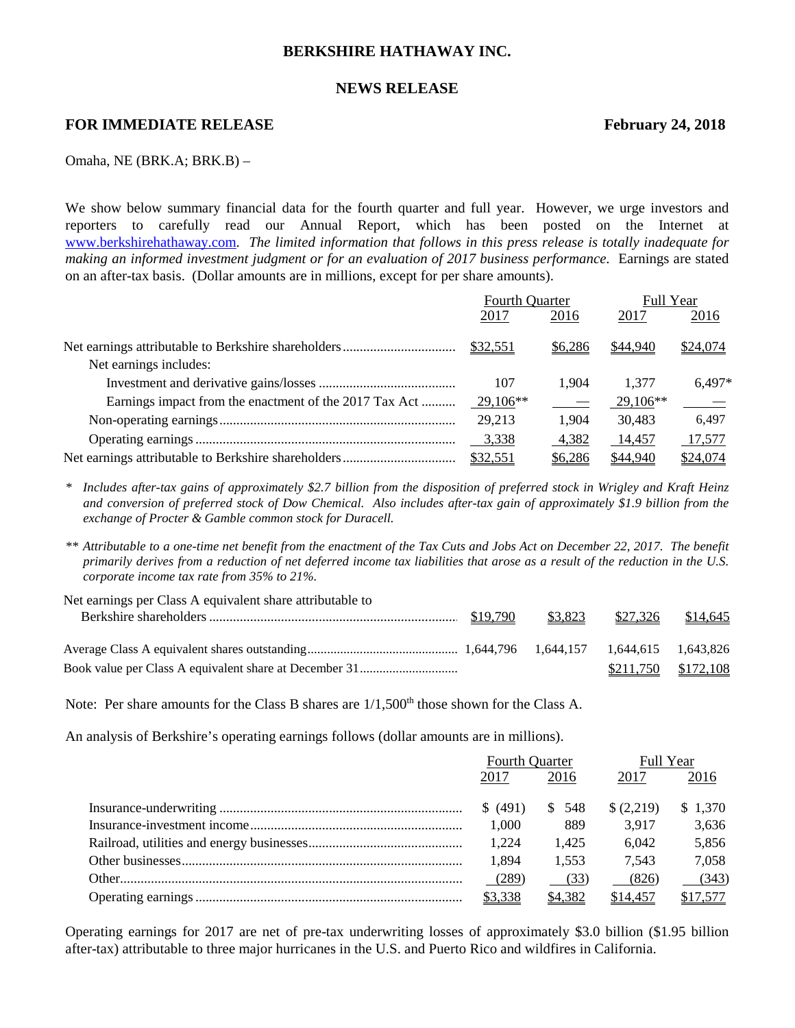# BERKSHIRE HATHAWAY INC.

## NEWS RELEASE

**FOR IMMEDIATE RELEASE** **February 24, 2018**

Omaha, NE (BRK.A; BRK.B) –

We show below summary financial data for the fourth quarter and full year. However, we urge investors and reporters to carefully read our Annual Report, which has been posted on the Internet at www.berkshirehathaway.com. *The limited information that follows in this press release is totally inadequate for making an informed investment judgment or for an evaluation of 2017 business performance.* Earnings are stated on an after-tax basis. (Dollar amounts are in millions, except for per share amounts).

| | Fourth Quarter | | Full Year | |
|---|---|---|---|---|
| | 2017 | 2016 | 2017 | 2016 |
| Net earnings attributable to Berkshire shareholders | $32,551 | $6,286 | $44,940 | $24,074 |
| Net earnings includes: | | | | |
| Investment and derivative gains/losses | 107 | 1,904 | 1,377 | 6,497* |
| Earnings impact from the enactment of the 2017 Tax Act | 29,106** | — | 29,106** | — |
| Non-operating earnings | 29,213 | 1,904 | 30,483 | 6,497 |
| Operating earnings | 3,338 | 4,382 | 14,457 | 17,577 |
| Net earnings attributable to Berkshire shareholders | $32,551 | $6,286 | $44,940 | $24,074 |

\* *Includes after-tax gains of approximately $2.7 billion from the disposition of preferred stock in Wrigley and Kraft Heinz and conversion of preferred stock of Dow Chemical. Also includes after-tax gain of approximately $1.9 billion from the exchange of Procter & Gamble common stock for Duracell.*

\*\* *Attributable to a one-time net benefit from the enactment of the Tax Cuts and Jobs Act on December 22, 2017. The benefit primarily derives from a reduction of net deferred income tax liabilities that arose as a result of the reduction in the U.S. corporate income tax rate from 35% to 21%.*

| | Fourth Quarter 2017 | Fourth Quarter 2016 | Full Year 2017 | Full Year 2016 |
|---|---|---|---|---|
| Net earnings per Class A equivalent share attributable to Berkshire shareholders | $19,790 | $3,823 | $27,326 | $14,645 |
| Average Class A equivalent shares outstanding | 1,644,796 | 1,644,157 | 1,644,615 | 1,643,826 |
| Book value per Class A equivalent share at December 31 | | | $211,750 | $172,108 |

Note: Per share amounts for the Class B shares are 1/1,500th those shown for the Class A.

An analysis of Berkshire's operating earnings follows (dollar amounts are in millions).

| | Fourth Quarter | | Full Year | |
|---|---|---|---|---|
| | 2017 | 2016 | 2017 | 2016 |
| Insurance-underwriting | $ (491) | $ 548 | $ (2,219) | $ 1,370 |
| Insurance-investment income | 1,000 | 889 | 3,917 | 3,636 |
| Railroad, utilities and energy businesses | 1,224 | 1,425 | 6,042 | 5,856 |
| Other businesses | 1,894 | 1,553 | 7,543 | 7,058 |
| Other | (289) | (33) | (826) | (343) |
| Operating earnings | $3,338 | $4,382 | $14,457 | $17,577 |

Operating earnings for 2017 are net of pre-tax underwriting losses of approximately $3.0 billion ($1.95 billion after-tax) attributable to three major hurricanes in the U.S. and Puerto Rico and wildfires in California.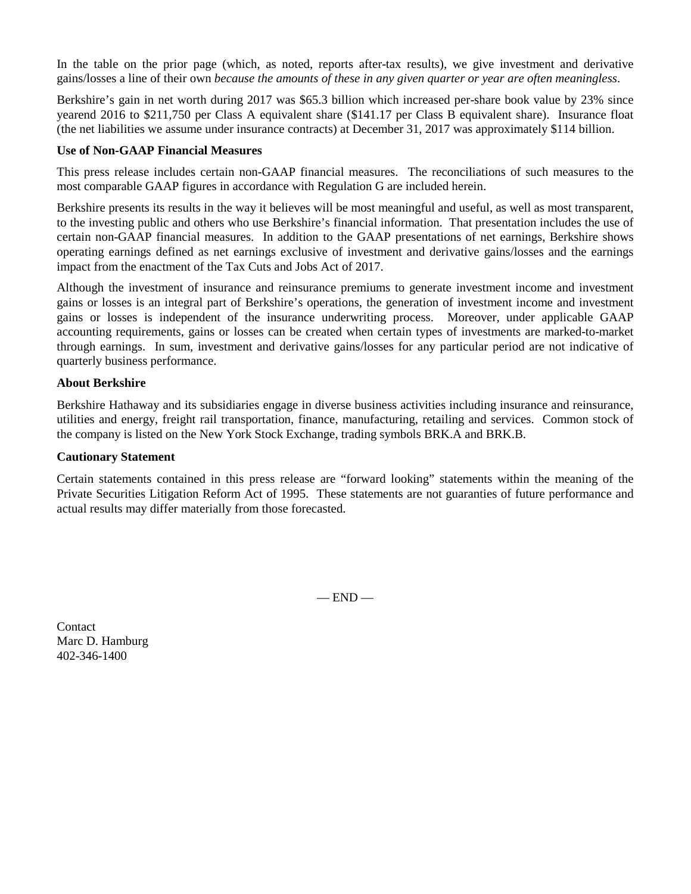In the table on the prior page (which, as noted, reports after-tax results), we give investment and derivative gains/losses a line of their own *because the amounts of these in any given quarter or year are often meaningless*.

Berkshire's gain in net worth during 2017 was $65.3 billion which increased per-share book value by 23% since yearend 2016 to $211,750 per Class A equivalent share ($141.17 per Class B equivalent share). Insurance float (the net liabilities we assume under insurance contracts) at December 31, 2017 was approximately $114 billion.

**Use of Non-GAAP Financial Measures**

This press release includes certain non-GAAP financial measures. The reconciliations of such measures to the most comparable GAAP figures in accordance with Regulation G are included herein.

Berkshire presents its results in the way it believes will be most meaningful and useful, as well as most transparent, to the investing public and others who use Berkshire's financial information. That presentation includes the use of certain non-GAAP financial measures. In addition to the GAAP presentations of net earnings, Berkshire shows operating earnings defined as net earnings exclusive of investment and derivative gains/losses and the earnings impact from the enactment of the Tax Cuts and Jobs Act of 2017.

Although the investment of insurance and reinsurance premiums to generate investment income and investment gains or losses is an integral part of Berkshire's operations, the generation of investment income and investment gains or losses is independent of the insurance underwriting process. Moreover, under applicable GAAP accounting requirements, gains or losses can be created when certain types of investments are marked-to-market through earnings. In sum, investment and derivative gains/losses for any particular period are not indicative of quarterly business performance.

**About Berkshire**

Berkshire Hathaway and its subsidiaries engage in diverse business activities including insurance and reinsurance, utilities and energy, freight rail transportation, finance, manufacturing, retailing and services. Common stock of the company is listed on the New York Stock Exchange, trading symbols BRK.A and BRK.B.

**Cautionary Statement**

Certain statements contained in this press release are "forward looking" statements within the meaning of the Private Securities Litigation Reform Act of 1995. These statements are not guaranties of future performance and actual results may differ materially from those forecasted.

— END —

Contact
Marc D. Hamburg
402-346-1400